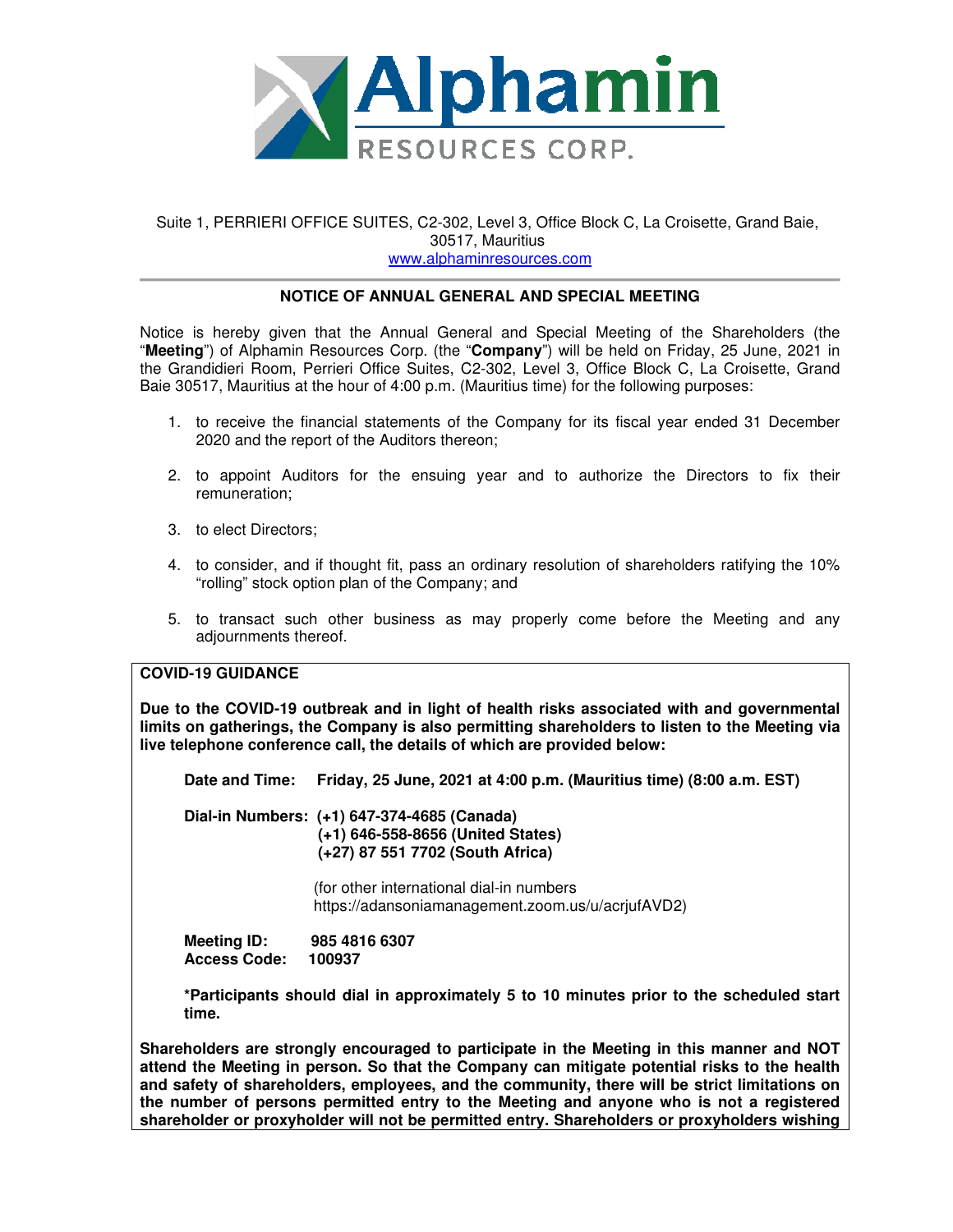# Alphamin RESOURCES CORP.

Suite 1, PERRIERI OFFICE SUITES, C2-302, Level 3, Office Block C, La Croisette, Grand Baie, 30517, Mauritius
www.alphaminresources.com

## NOTICE OF ANNUAL GENERAL AND SPECIAL MEETING

Notice is hereby given that the Annual General and Special Meeting of the Shareholders (the "**Meeting**") of Alphamin Resources Corp. (the "**Company**") will be held on Friday, 25 June, 2021 in the Grandidieri Room, Perrieri Office Suites, C2-302, Level 3, Office Block C, La Croisette, Grand Baie 30517, Mauritius at the hour of 4:00 p.m. (Mauritius time) for the following purposes:

1. to receive the financial statements of the Company for its fiscal year ended 31 December 2020 and the report of the Auditors thereon;
2. to appoint Auditors for the ensuing year and to authorize the Directors to fix their remuneration;
3. to elect Directors;
4. to consider, and if thought fit, pass an ordinary resolution of shareholders ratifying the 10% "rolling" stock option plan of the Company; and
5. to transact such other business as may properly come before the Meeting and any adjournments thereof.

**COVID-19 GUIDANCE**

**Due to the COVID-19 outbreak and in light of health risks associated with and governmental limits on gatherings, the Company is also permitting shareholders to listen to the Meeting via live telephone conference call, the details of which are provided below:**

**Date and Time:** **Friday, 25 June, 2021 at 4:00 p.m. (Mauritius time) (8:00 a.m. EST)**

**Dial-in Numbers:** **(+1) 647-374-4685 (Canada)**
**(+1) 646-558-8656 (United States)**
**(+27) 87 551 7702 (South Africa)**

(for other international dial-in numbers https://adansoniamanagement.zoom.us/u/acrjufAVD2)

**Meeting ID:** **985 4816 6307**
**Access Code:** **100937**

***Participants should dial in approximately 5 to 10 minutes prior to the scheduled start time.**

**Shareholders are strongly encouraged to participate in the Meeting in this manner and NOT attend the Meeting in person. So that the Company can mitigate potential risks to the health and safety of shareholders, employees, and the community, there will be strict limitations on the number of persons permitted entry to the Meeting and anyone who is not a registered shareholder or proxyholder will not be permitted entry. Shareholders or proxyholders wishing**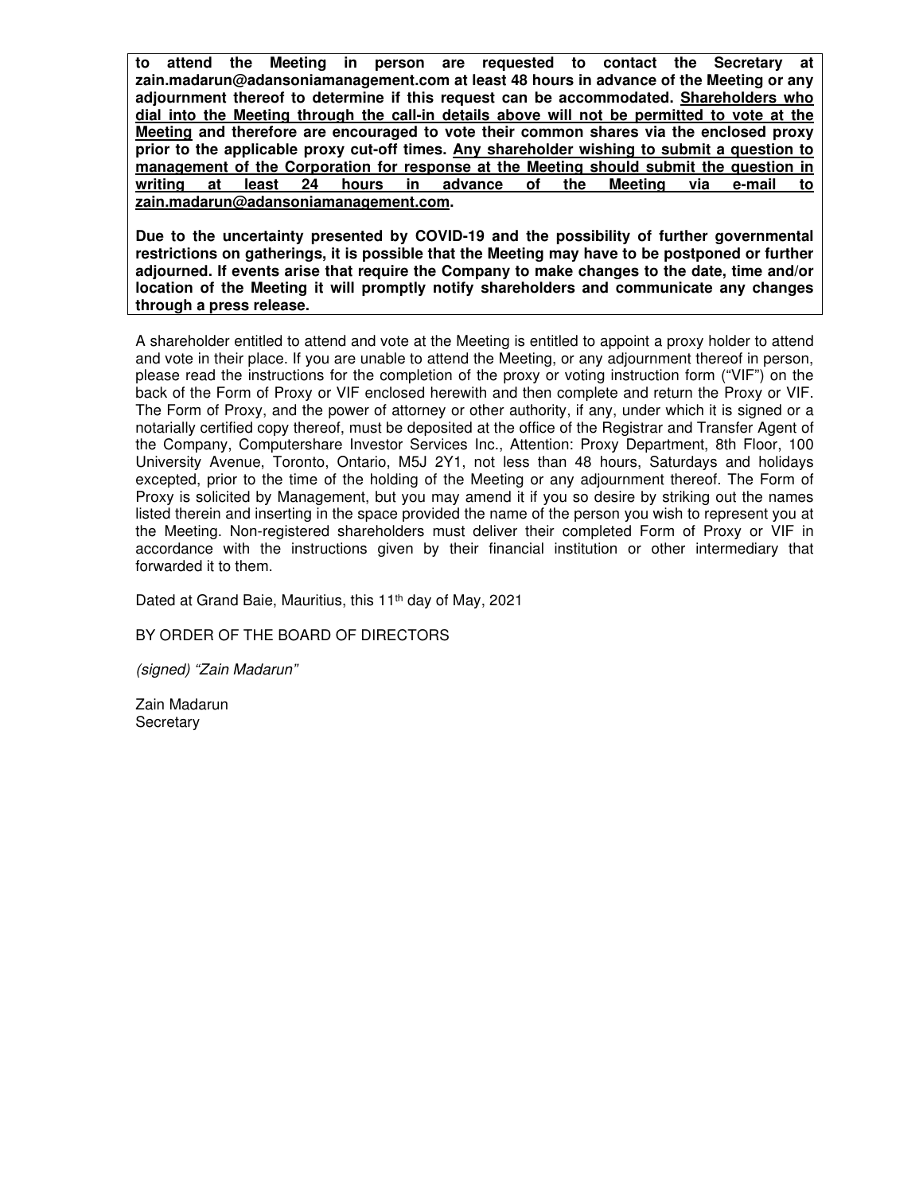**to attend the Meeting in person are requested to contact the Secretary at zain.madarun@adansoniamanagement.com at least 48 hours in advance of the Meeting or any adjournment thereof to determine if this request can be accommodated. <u>Shareholders who dial into the Meeting through the call-in details above will not be permitted to vote at the Meeting</u> and therefore are encouraged to vote their common shares via the enclosed proxy prior to the applicable proxy cut-off times. <u>Any shareholder wishing to submit a question to management of the Corporation for response at the Meeting should submit the question in writing at least 24 hours in advance of the Meeting via e-mail to zain.madarun@adansoniamanagement.com</u>.**

**Due to the uncertainty presented by COVID-19 and the possibility of further governmental restrictions on gatherings, it is possible that the Meeting may have to be postponed or further adjourned. If events arise that require the Company to make changes to the date, time and/or location of the Meeting it will promptly notify shareholders and communicate any changes through a press release.**

A shareholder entitled to attend and vote at the Meeting is entitled to appoint a proxy holder to attend and vote in their place. If you are unable to attend the Meeting, or any adjournment thereof in person, please read the instructions for the completion of the proxy or voting instruction form ("VIF") on the back of the Form of Proxy or VIF enclosed herewith and then complete and return the Proxy or VIF. The Form of Proxy, and the power of attorney or other authority, if any, under which it is signed or a notarially certified copy thereof, must be deposited at the office of the Registrar and Transfer Agent of the Company, Computershare Investor Services Inc., Attention: Proxy Department, 8th Floor, 100 University Avenue, Toronto, Ontario, M5J 2Y1, not less than 48 hours, Saturdays and holidays excepted, prior to the time of the holding of the Meeting or any adjournment thereof. The Form of Proxy is solicited by Management, but you may amend it if you so desire by striking out the names listed therein and inserting in the space provided the name of the person you wish to represent you at the Meeting. Non-registered shareholders must deliver their completed Form of Proxy or VIF in accordance with the instructions given by their financial institution or other intermediary that forwarded it to them.

Dated at Grand Baie, Mauritius, this 11th day of May, 2021

BY ORDER OF THE BOARD OF DIRECTORS

*(signed) "Zain Madarun"*

Zain Madarun
Secretary